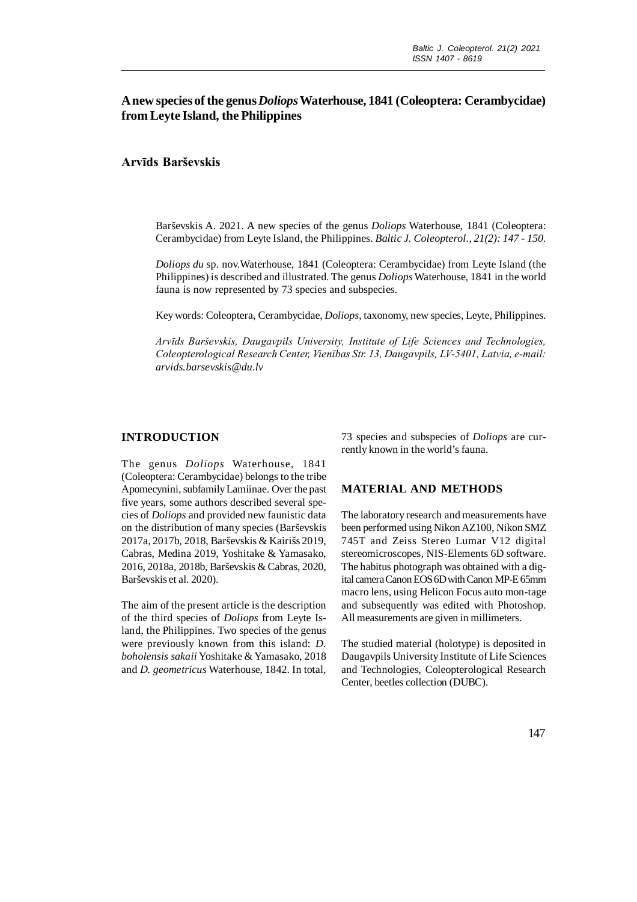# A new species of the genus *Doliops* Waterhouse, 1841 (Coleoptera: Cerambycidae) from Leyte Island, the Philippines

**Arvīds Barševskis**

Barševskis A. 2021. A new species of the genus *Doliops* Waterhouse, 1841 (Coleoptera: Cerambycidae) from Leyte Island, the Philippines. *Baltic J. Coleopterol., 21(2): 147 - 150.*

*Doliops du* sp. nov.Waterhouse, 1841 (Coleoptera: Cerambycidae) from Leyte Island (the Philippines) is described and illustrated. The genus *Doliops* Waterhouse, 1841 in the world fauna is now represented by 73 species and subspecies.

Key words: Coleoptera, Cerambycidae, *Doliops*, taxonomy, new species, Leyte, Philippines.

*Arvīds Barševskis, Daugavpils University, Institute of Life Sciences and Technologies, Coleopterological Research Center, Vienības Str. 13, Daugavpils, LV-5401, Latvia, e-mail: arvids.barsevskis@du.lv*

## INTRODUCTION

The genus *Doliops* Waterhouse, 1841 (Coleoptera: Cerambycidae) belongs to the tribe Apomecynini, subfamily Lamiinae. Over the past five years, some authors described several species of *Doliops* and provided new faunistic data on the distribution of many species (Barševskis 2017a, 2017b, 2018, Barševskis & Kairišs 2019, Cabras, Medina 2019, Yoshitake & Yamasako, 2016, 2018a, 2018b, Barševskis & Cabras, 2020, Barševskis et al. 2020).

The aim of the present article is the description of the third species of *Doliops* from Leyte Island, the Philippines. Two species of the genus were previously known from this island: *D. boholensis sakaii* Yoshitake & Yamasako, 2018 and *D. geometricus* Waterhouse, 1842. In total, 73 species and subspecies of *Doliops* are currently known in the world's fauna.

## MATERIAL AND METHODS

The laboratory research and measurements have been performed using Nikon AZ100, Nikon SMZ 745T and Zeiss Stereo Lumar V12 digital stereomicroscopes, NIS-Elements 6D software. The habitus photograph was obtained with a digital camera Canon EOS 6D with Canon MP-E 65mm macro lens, using Helicon Focus auto mon-tage and subsequently was edited with Photoshop. All measurements are given in millimeters.

The studied material (holotype) is deposited in Daugavpils University Institute of Life Sciences and Technologies, Coleopterological Research Center, beetles collection (DUBC).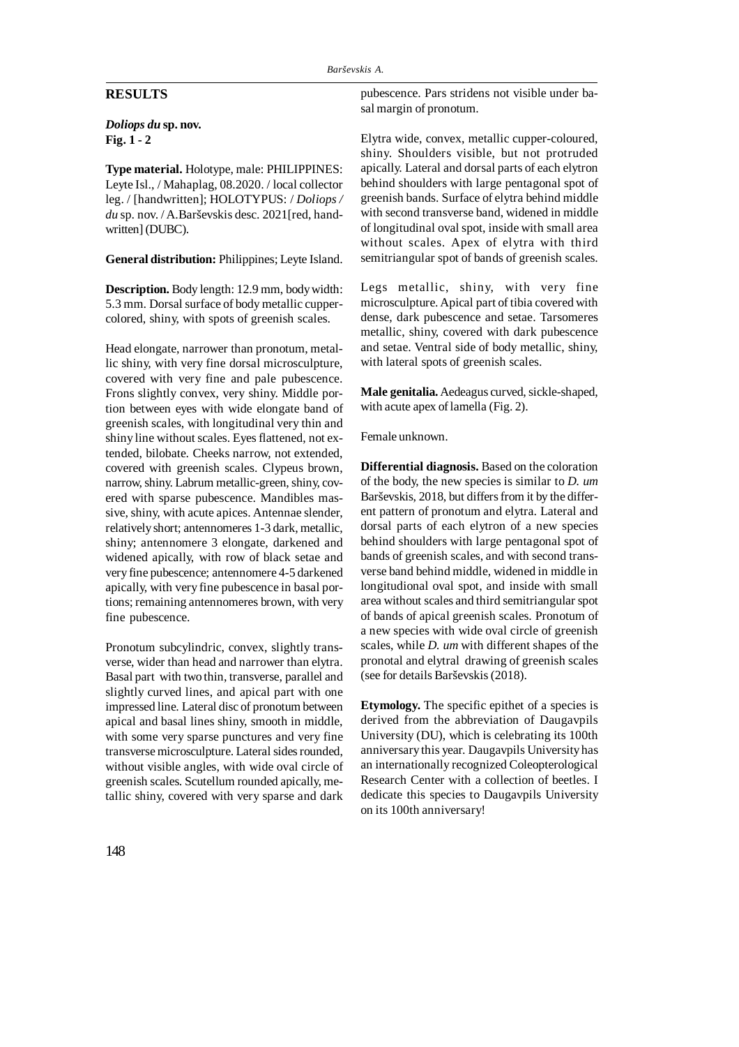## RESULTS

***Doliops du*** **sp. nov.**
**Fig. 1 - 2**

**Type material.** Holotype, male: PHILIPPINES: Leyte Isl., / Mahaplag, 08.2020. / local collector leg. / [handwritten]; HOLOTYPUS: / *Doliops / du* sp. nov. / A.Barševskis desc. 2021[red, handwritten] (DUBC).

**General distribution:** Philippines; Leyte Island.

**Description.** Body length: 12.9 mm, body width: 5.3 mm. Dorsal surface of body metallic cupper-colored, shiny, with spots of greenish scales.

Head elongate, narrower than pronotum, metallic shiny, with very fine dorsal microsculpture, covered with very fine and pale pubescence. Frons slightly convex, very shiny. Middle portion between eyes with wide elongate band of greenish scales, with longitudinal very thin and shiny line without scales. Eyes flattened, not extended, bilobate. Cheeks narrow, not extended, covered with greenish scales. Clypeus brown, narrow, shiny. Labrum metallic-green, shiny, covered with sparse pubescence. Mandibles massive, shiny, with acute apices. Antennae slender, relatively short; antennomeres 1-3 dark, metallic, shiny; antennomere 3 elongate, darkened and widened apically, with row of black setae and very fine pubescence; antennomere 4-5 darkened apically, with very fine pubescence in basal portions; remaining antennomeres brown, with very fine pubescence.

Pronotum subcylindric, convex, slightly transverse, wider than head and narrower than elytra. Basal part with two thin, transverse, parallel and slightly curved lines, and apical part with one impressed line. Lateral disc of pronotum between apical and basal lines shiny, smooth in middle, with some very sparse punctures and very fine transverse microsculpture. Lateral sides rounded, without visible angles, with wide oval circle of greenish scales. Scutellum rounded apically, metallic shiny, covered with very sparse and dark pubescence. Pars stridens not visible under basal margin of pronotum.

Elytra wide, convex, metallic cupper-coloured, shiny. Shoulders visible, but not protruded apically. Lateral and dorsal parts of each elytron behind shoulders with large pentagonal spot of greenish bands. Surface of elytra behind middle with second transverse band, widened in middle of longitudinal oval spot, inside with small area without scales. Apex of elytra with third semitriangular spot of bands of greenish scales.

Legs metallic, shiny, with very fine microsculpture. Apical part of tibia covered with dense, dark pubescence and setae. Tarsomeres metallic, shiny, covered with dark pubescence and setae. Ventral side of body metallic, shiny, with lateral spots of greenish scales.

**Male genitalia.** Aedeagus curved, sickle-shaped, with acute apex of lamella (Fig. 2).

Female unknown.

**Differential diagnosis.** Based on the coloration of the body, the new species is similar to *D. um* Barševskis, 2018, but differs from it by the different pattern of pronotum and elytra. Lateral and dorsal parts of each elytron of a new species behind shoulders with large pentagonal spot of bands of greenish scales, and with second transverse band behind middle, widened in middle in longitudional oval spot, and inside with small area without scales and third semitriangular spot of bands of apical greenish scales. Pronotum of a new species with wide oval circle of greenish scales, while *D. um* with different shapes of the pronotal and elytral drawing of greenish scales (see for details Barševskis (2018).

**Etymology.** The specific epithet of a species is derived from the abbreviation of Daugavpils University (DU), which is celebrating its 100th anniversary this year. Daugavpils University has an internationally recognized Coleopterological Research Center with a collection of beetles. I dedicate this species to Daugavpils University on its 100th anniversary!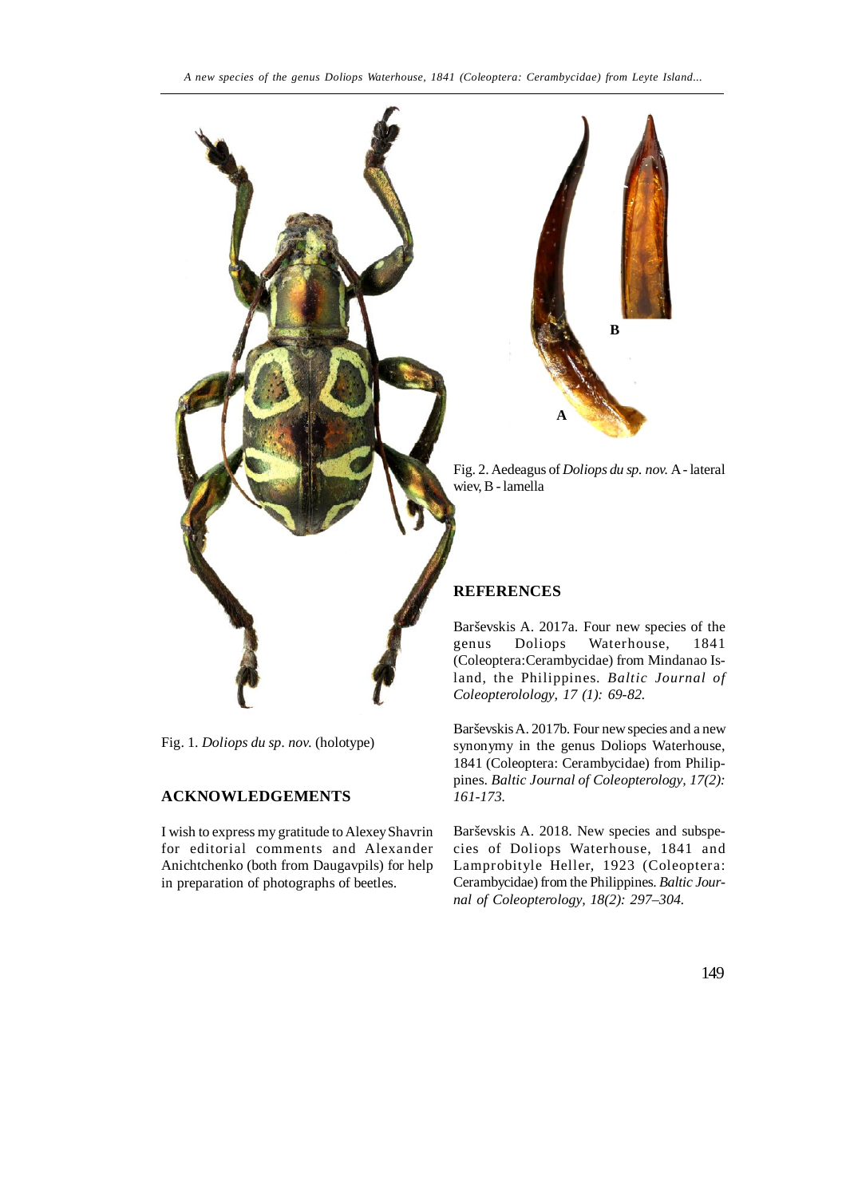Fig. 1. *Doliops du sp. nov.* (holotype)

A

B

Fig. 2. Aedeagus of *Doliops du sp. nov.* A - lateral wiev, B - lamella

## ACKNOWLEDGEMENTS

I wish to express my gratitude to Alexey Shavrin for editorial comments and Alexander Anichtchenko (both from Daugavpils) for help in preparation of photographs of beetles.

## REFERENCES

Barševskis A. 2017a. Four new species of the genus Doliops Waterhouse, 1841 (Coleoptera:Cerambycidae) from Mindanao Island, the Philippines. *Baltic Journal of Coleopterolology, 17 (1): 69-82.*

Barševskis A. 2017b. Four new species and a new synonymy in the genus Doliops Waterhouse, 1841 (Coleoptera: Cerambycidae) from Philippines. *Baltic Journal of Coleopterology, 17(2): 161-173.*

Barševskis A. 2018. New species and subspecies of Doliops Waterhouse, 1841 and Lamprobityle Heller, 1923 (Coleoptera: Cerambycidae) from the Philippines. *Baltic Journal of Coleopterology, 18(2): 297–304.*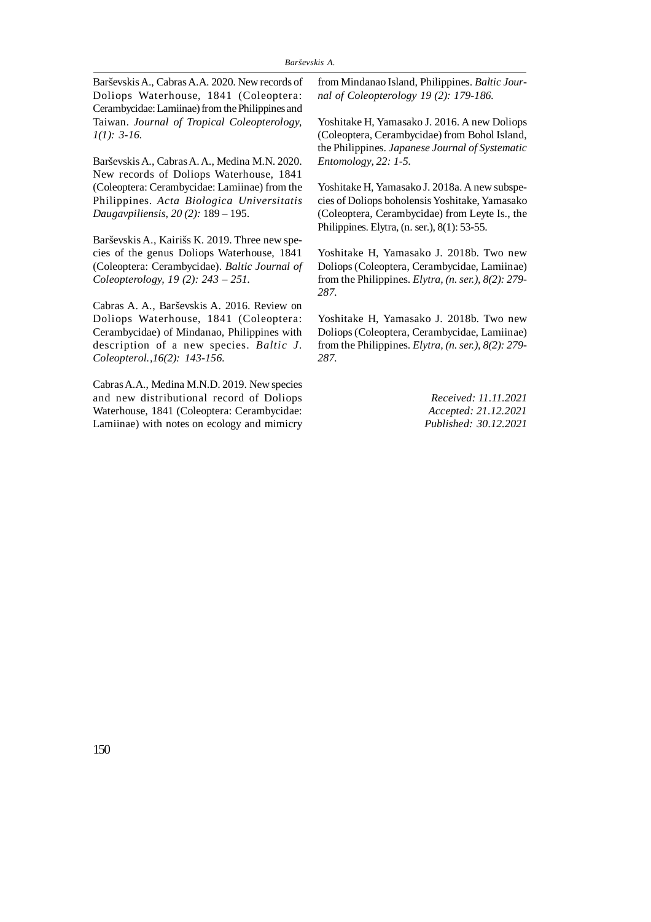Barševskis A., Cabras A.A. 2020. New records of Doliops Waterhouse, 1841 (Coleoptera: Cerambycidae: Lamiinae) from the Philippines and Taiwan. *Journal of Tropical Coleopterology, 1(1): 3-16.*

Barševskis A., Cabras A. A., Medina M.N. 2020. New records of Doliops Waterhouse, 1841 (Coleoptera: Cerambycidae: Lamiinae) from the Philippines. *Acta Biologica Universitatis Daugavpiliensis, 20 (2):* 189 – 195.

Barševskis A., Kairišs K. 2019. Three new species of the genus Doliops Waterhouse, 1841 (Coleoptera: Cerambycidae). *Baltic Journal of Coleopterology, 19 (2): 243 – 251.*

Cabras A. A., Barševskis A. 2016. Review on Doliops Waterhouse, 1841 (Coleoptera: Cerambycidae) of Mindanao, Philippines with description of a new species. *Baltic J. Coleopterol.,16(2): 143-156.*

Cabras A.A., Medina M.N.D. 2019. New species and new distributional record of Doliops Waterhouse, 1841 (Coleoptera: Cerambycidae: Lamiinae) with notes on ecology and mimicry from Mindanao Island, Philippines. *Baltic Journal of Coleopterology 19 (2): 179-186.*

Yoshitake H, Yamasako J. 2016. A new Doliops (Coleoptera, Cerambycidae) from Bohol Island, the Philippines. *Japanese Journal of Systematic Entomology, 22: 1-5.*

Yoshitake H, Yamasako J. 2018a. A new subspecies of Doliops boholensis Yoshitake, Yamasako (Coleoptera, Cerambycidae) from Leyte Is., the Philippines. Elytra, (n. ser.), 8(1): 53-55.

Yoshitake H, Yamasako J. 2018b. Two new Doliops (Coleoptera, Cerambycidae, Lamiinae) from the Philippines. *Elytra, (n. ser.), 8(2): 279-287.*

Yoshitake H, Yamasako J. 2018b. Two new Doliops (Coleoptera, Cerambycidae, Lamiinae) from the Philippines. *Elytra, (n. ser.), 8(2): 279-287.*

*Received: 11.11.2021*
*Accepted: 21.12.2021*
*Published: 30.12.2021*